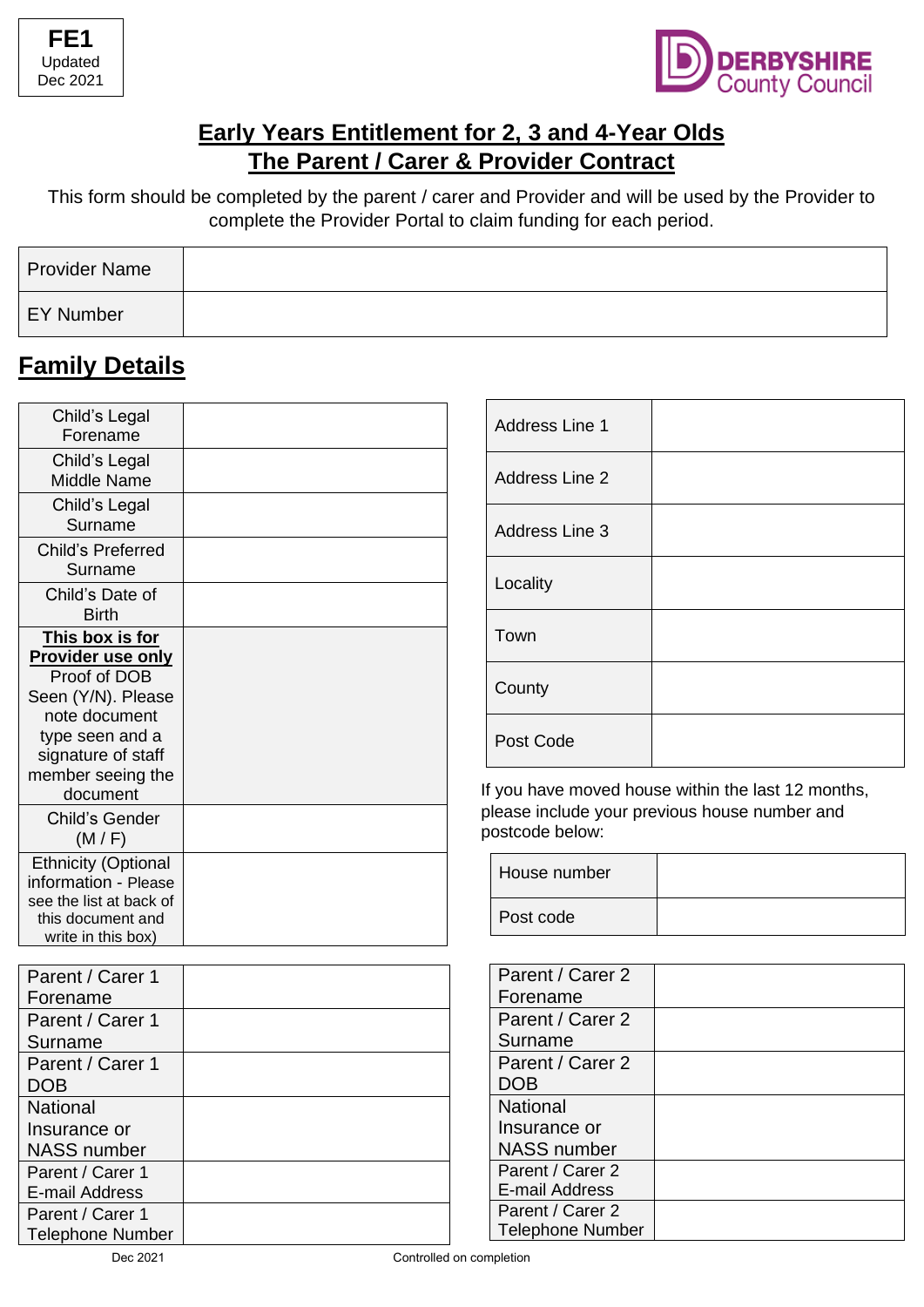FE1
Updated
Dec 2021

DERBYSHIRE County Council

# Early Years Entitlement for 2, 3 and 4-Year Olds
# The Parent / Carer & Provider Contract

This form should be completed by the parent / carer and Provider and will be used by the Provider to complete the Provider Portal to claim funding for each period.

| Provider Name | |
|---|---|
| EY Number | |

## Family Details

| Child's Legal Forename | |
|---|---|
| Child's Legal Middle Name | |
| Child's Legal Surname | |
| Child's Preferred Surname | |
| Child's Date of Birth | |
| **This box is for Provider use only** Proof of DOB Seen (Y/N). Please note document type seen and a signature of staff member seeing the document | |
| Child's Gender (M / F) | |
| Ethnicity (Optional information - Please see the list at back of this document and write in this box) | |

| Address Line 1 | |
|---|---|
| Address Line 2 | |
| Address Line 3 | |
| Locality | |
| Town | |
| County | |
| Post Code | |

If you have moved house within the last 12 months, please include your previous house number and postcode below:

| House number | |
|---|---|
| Post code | |

| Parent / Carer 1 Forename | |
|---|---|
| Parent / Carer 1 Surname | |
| Parent / Carer 1 DOB | |
| National Insurance or NASS number | |
| Parent / Carer 1 E-mail Address | |
| Parent / Carer 1 Telephone Number | |

| Parent / Carer 2 Forename | |
|---|---|
| Parent / Carer 2 Surname | |
| Parent / Carer 2 DOB | |
| National Insurance or NASS number | |
| Parent / Carer 2 E-mail Address | |
| Parent / Carer 2 Telephone Number | |

Dec 2021 Controlled on completion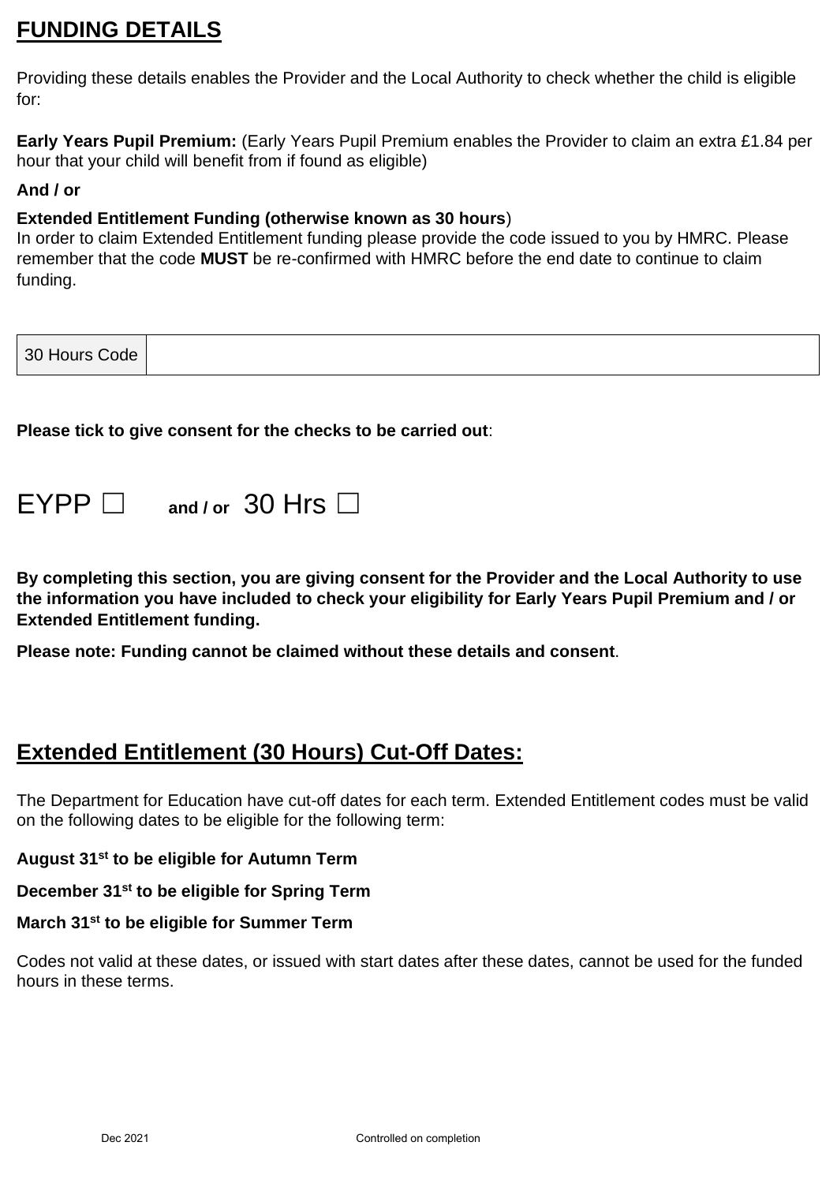## FUNDING DETAILS

Providing these details enables the Provider and the Local Authority to check whether the child is eligible for:

**Early Years Pupil Premium:** (Early Years Pupil Premium enables the Provider to claim an extra £1.84 per hour that your child will benefit from if found as eligible)

**And / or**

**Extended Entitlement Funding (otherwise known as 30 hours**)
In order to claim Extended Entitlement funding please provide the code issued to you by HMRC. Please remember that the code **MUST** be re-confirmed with HMRC before the end date to continue to claim funding.

| 30 Hours Code | |
|---|---|

**Please tick to give consent for the checks to be carried out**:

EYPP ☐ **and / or** 30 Hrs ☐

**By completing this section, you are giving consent for the Provider and the Local Authority to use the information you have included to check your eligibility for Early Years Pupil Premium and / or Extended Entitlement funding.**

**Please note: Funding cannot be claimed without these details and consent**.

## Extended Entitlement (30 Hours) Cut-Off Dates:

The Department for Education have cut-off dates for each term. Extended Entitlement codes must be valid on the following dates to be eligible for the following term:

**August 31st to be eligible for Autumn Term**

**December 31st to be eligible for Spring Term**

**March 31st to be eligible for Summer Term**

Codes not valid at these dates, or issued with start dates after these dates, cannot be used for the funded hours in these terms.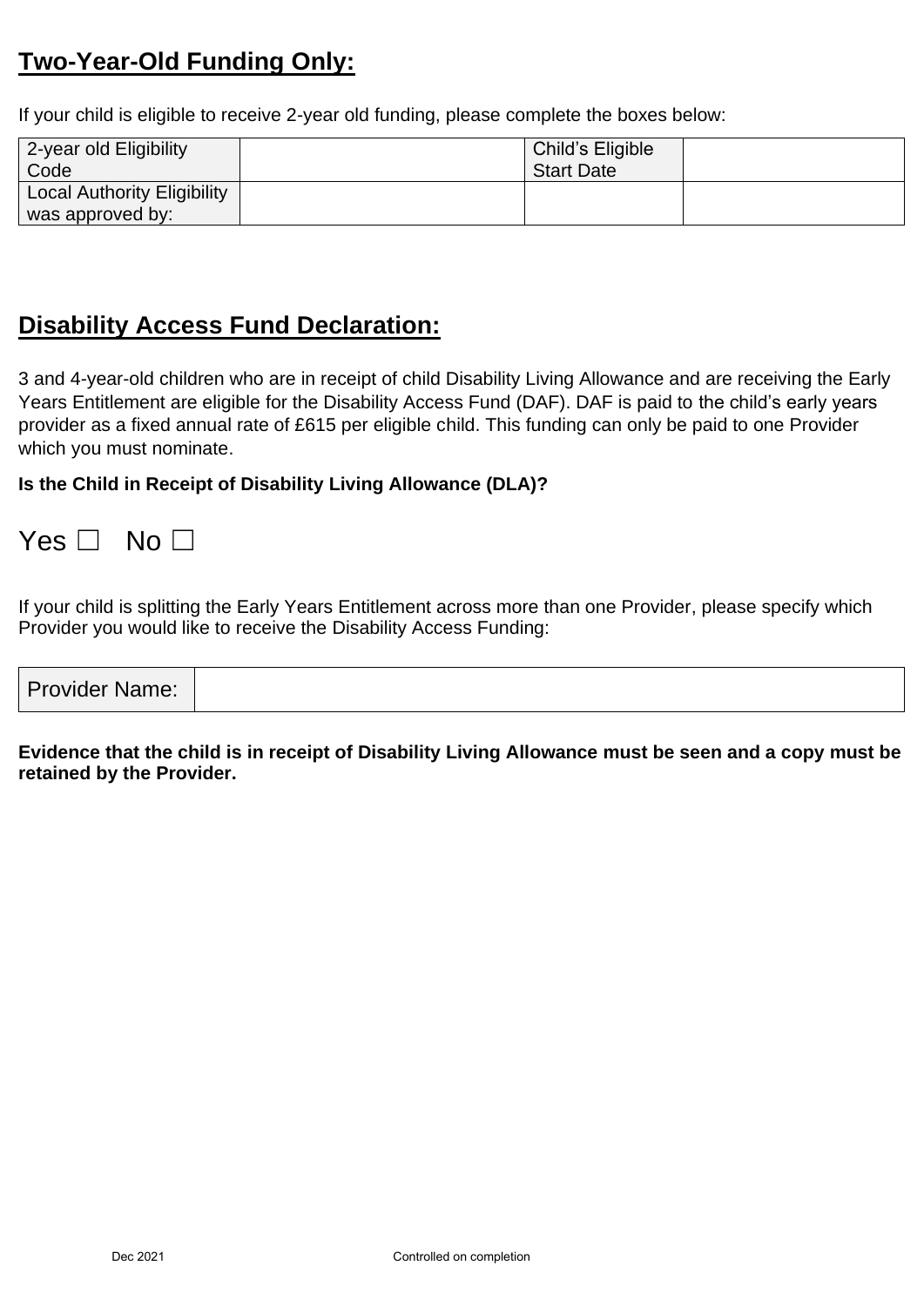## **Two-Year-Old Funding Only:**

If your child is eligible to receive 2-year old funding, please complete the boxes below:

| 2-year old Eligibility Code | | Child's Eligible Start Date | |
|---|---|---|---|
| Local Authority Eligibility was approved by: | | | |

## **Disability Access Fund Declaration:**

3 and 4-year-old children who are in receipt of child Disability Living Allowance and are receiving the Early Years Entitlement are eligible for the Disability Access Fund (DAF). DAF is paid to the child's early years provider as a fixed annual rate of £615 per eligible child. This funding can only be paid to one Provider which you must nominate.

**Is the Child in Receipt of Disability Living Allowance (DLA)?**

Yes ☐ No ☐

If your child is splitting the Early Years Entitlement across more than one Provider, please specify which Provider you would like to receive the Disability Access Funding:

| Provider Name: | |
|---|---|

**Evidence that the child is in receipt of Disability Living Allowance must be seen and a copy must be retained by the Provider.**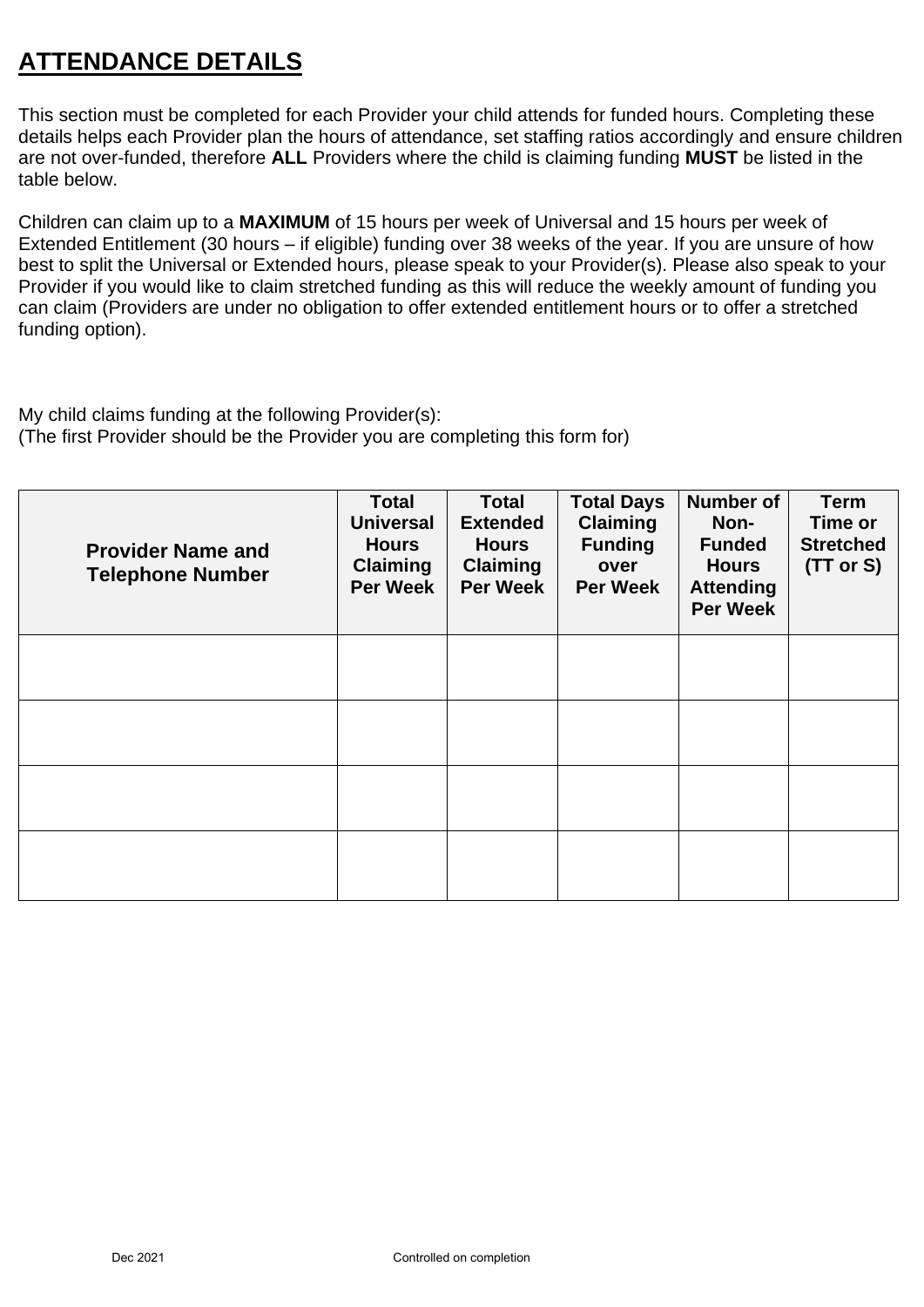# ATTENDANCE DETAILS

This section must be completed for each Provider your child attends for funded hours. Completing these details helps each Provider plan the hours of attendance, set staffing ratios accordingly and ensure children are not over-funded, therefore **ALL** Providers where the child is claiming funding **MUST** be listed in the table below.

Children can claim up to a **MAXIMUM** of 15 hours per week of Universal and 15 hours per week of Extended Entitlement (30 hours – if eligible) funding over 38 weeks of the year. If you are unsure of how best to split the Universal or Extended hours, please speak to your Provider(s). Please also speak to your Provider if you would like to claim stretched funding as this will reduce the weekly amount of funding you can claim (Providers are under no obligation to offer extended entitlement hours or to offer a stretched funding option).

My child claims funding at the following Provider(s):
(The first Provider should be the Provider you are completing this form for)

| Provider Name and Telephone Number | Total Universal Hours Claiming Per Week | Total Extended Hours Claiming Per Week | Total Days Claiming Funding over Per Week | Number of Non-Funded Hours Attending Per Week | Term Time or Stretched (TT or S) |
|---|---|---|---|---|---|
| | | | | | |
| | | | | | |
| | | | | | |
| | | | | | |

Dec 2021 Controlled on completion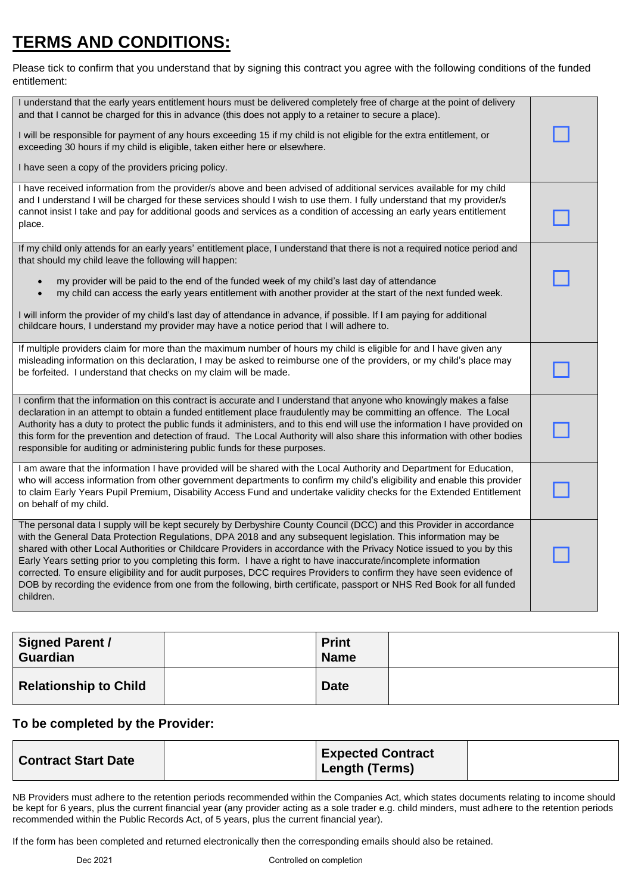# TERMS AND CONDITIONS:

Please tick to confirm that you understand that by signing this contract you agree with the following conditions of the funded entitlement:

| | |
|---|---|
| I understand that the early years entitlement hours must be delivered completely free of charge at the point of delivery and that I cannot be charged for this in advance (this does not apply to a retainer to secure a place).<br><br>I will be responsible for payment of any hours exceeding 15 if my child is not eligible for the extra entitlement, or exceeding 30 hours if my child is eligible, taken either here or elsewhere.<br><br>I have seen a copy of the providers pricing policy. | ☐ |
| I have received information from the provider/s above and been advised of additional services available for my child and I understand I will be charged for these services should I wish to use them. I fully understand that my provider/s cannot insist I take and pay for additional goods and services as a condition of accessing an early years entitlement place. | ☐ |
| If my child only attends for an early years' entitlement place, I understand that there is not a required notice period and that should my child leave the following will happen:<br><br>• my provider will be paid to the end of the funded week of my child's last day of attendance<br>• my child can access the early years entitlement with another provider at the start of the next funded week.<br><br>I will inform the provider of my child's last day of attendance in advance, if possible. If I am paying for additional childcare hours, I understand my provider may have a notice period that I will adhere to. | ☐ |
| If multiple providers claim for more than the maximum number of hours my child is eligible for and I have given any misleading information on this declaration, I may be asked to reimburse one of the providers, or my child's place may be forfeited. I understand that checks on my claim will be made. | ☐ |
| I confirm that the information on this contract is accurate and I understand that anyone who knowingly makes a false declaration in an attempt to obtain a funded entitlement place fraudulently may be committing an offence. The Local Authority has a duty to protect the public funds it administers, and to this end will use the information I have provided on this form for the prevention and detection of fraud. The Local Authority will also share this information with other bodies responsible for auditing or administering public funds for these purposes. | ☐ |
| I am aware that the information I have provided will be shared with the Local Authority and Department for Education, who will access information from other government departments to confirm my child's eligibility and enable this provider to claim Early Years Pupil Premium, Disability Access Fund and undertake validity checks for the Extended Entitlement on behalf of my child. | ☐ |
| The personal data I supply will be kept securely by Derbyshire County Council (DCC) and this Provider in accordance with the General Data Protection Regulations, DPA 2018 and any subsequent legislation. This information may be shared with other Local Authorities or Childcare Providers in accordance with the Privacy Notice issued to you by this Early Years setting prior to you completing this form. I have a right to have inaccurate/incomplete information corrected. To ensure eligibility and for audit purposes, DCC requires Providers to confirm they have seen evidence of DOB by recording the evidence from one from the following, birth certificate, passport or NHS Red Book for all funded children. | ☐ |

| **Signed Parent / Guardian** | | **Print Name** | |
|---|---|---|---|
| **Relationship to Child** | | **Date** | |

### To be completed by the Provider:

| **Contract Start Date** | | **Expected Contract Length (Terms)** | |
|---|---|---|---|

NB Providers must adhere to the retention periods recommended within the Companies Act, which states documents relating to income should be kept for 6 years, plus the current financial year (any provider acting as a sole trader e.g. child minders, must adhere to the retention periods recommended within the Public Records Act, of 5 years, plus the current financial year).

If the form has been completed and returned electronically then the corresponding emails should also be retained.

Dec 2021 Controlled on completion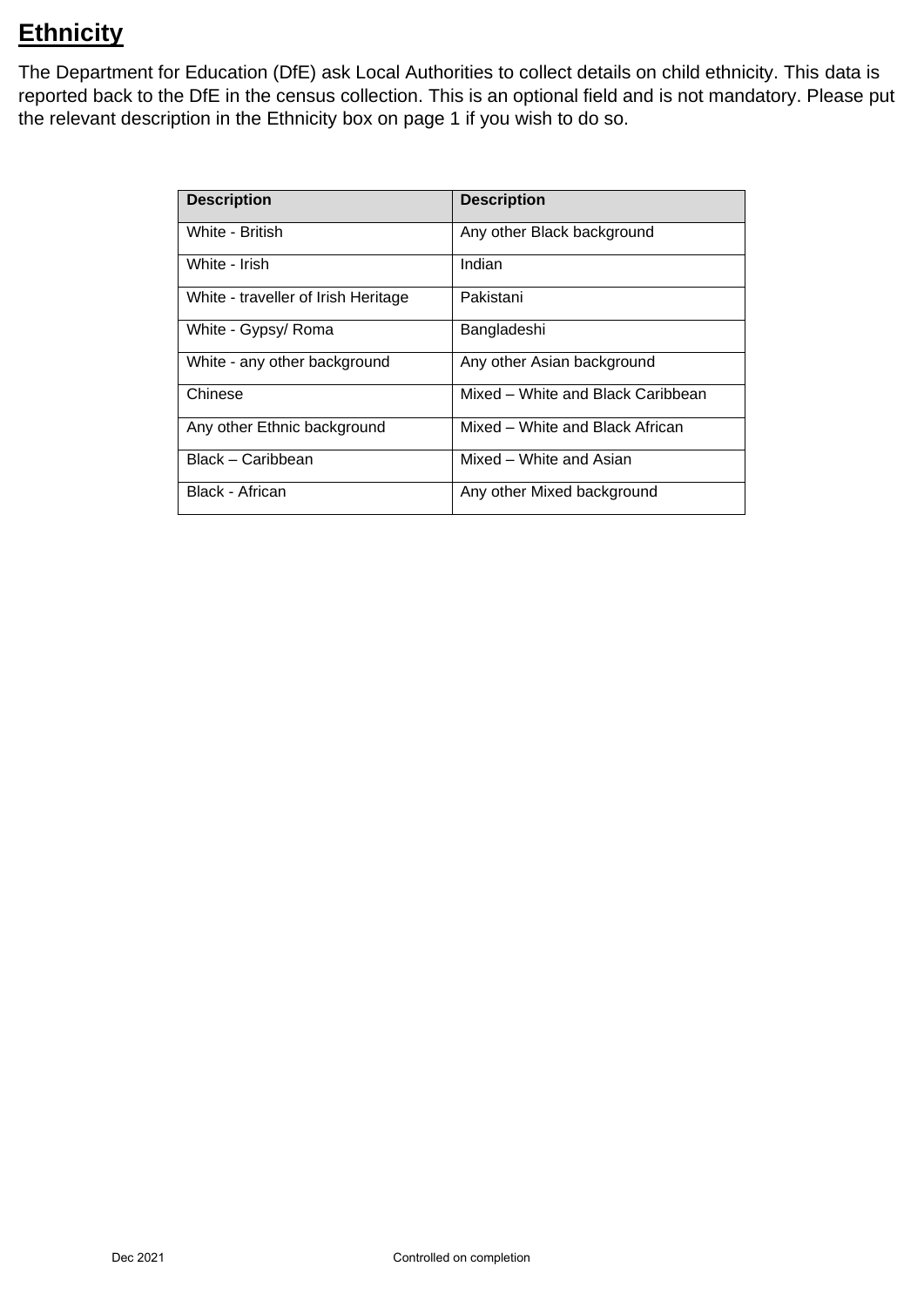## **Ethnicity**

The Department for Education (DfE) ask Local Authorities to collect details on child ethnicity. This data is reported back to the DfE in the census collection. This is an optional field and is not mandatory. Please put the relevant description in the Ethnicity box on page 1 if you wish to do so.

| Description | Description |
|---|---|
| White - British | Any other Black background |
| White - Irish | Indian |
| White - traveller of Irish Heritage | Pakistani |
| White - Gypsy/ Roma | Bangladeshi |
| White - any other background | Any other Asian background |
| Chinese | Mixed – White and Black Caribbean |
| Any other Ethnic background | Mixed – White and Black African |
| Black – Caribbean | Mixed – White and Asian |
| Black - African | Any other Mixed background |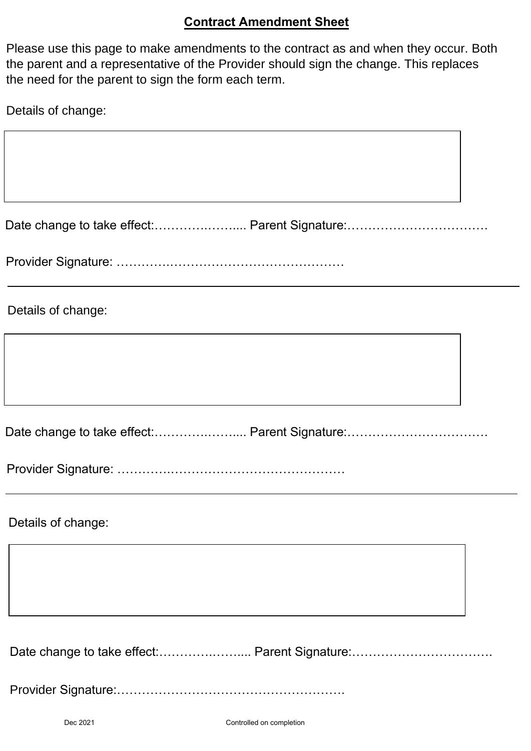## Contract Amendment Sheet

Please use this page to make amendments to the contract as and when they occur. Both the parent and a representative of the Provider should sign the change. This replaces the need for the parent to sign the form each term.

Details of change:

| |
|---|
| |

Date change to take effect:……………………... Parent Signature:……………………………

Provider Signature: ………………………………………………

---

Details of change:

| |
|---|
| |

Date change to take effect:……………………... Parent Signature:……………………………

Provider Signature: ………………………………………………

---

Details of change:

| |
|---|
| |

Date change to take effect:……………………... Parent Signature:……………………………

Provider Signature:………………………………………………

Dec 2021 Controlled on completion